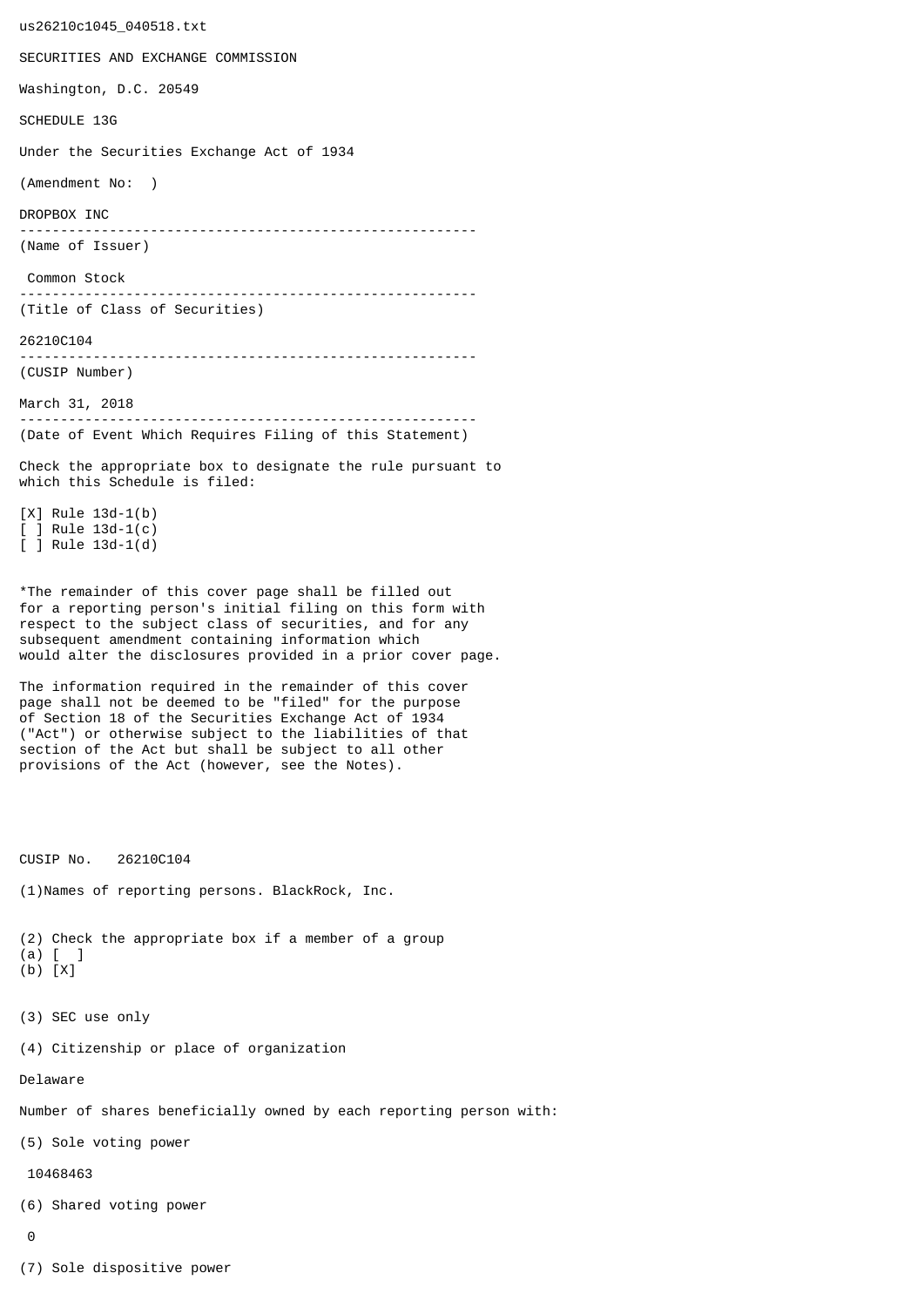us26210c1045_040518.txt

SECURITIES AND EXCHANGE COMMISSION

Washington, D.C. 20549

SCHEDULE 13G

Under the Securities Exchange Act of 1934

(Amendment No: )

DROPBOX INC

--------------------------------------------------------

(Name of Issuer)

Common Stock

--------------------------------------------------------

(Title of Class of Securities)

26210C104

--------------------------------------------------------

(CUSIP Number)

March 31, 2018

--------------------------------------------------------

(Date of Event Which Requires Filing of this Statement)

Check the appropriate box to designate the rule pursuant to which this Schedule is filed:

[X] Rule 13d-1(b)
[ ] Rule 13d-1(c)
[ ] Rule 13d-1(d)

*The remainder of this cover page shall be filled out for a reporting person's initial filing on this form with respect to the subject class of securities, and for any subsequent amendment containing information which would alter the disclosures provided in a prior cover page.

The information required in the remainder of this cover page shall not be deemed to be "filed" for the purpose of Section 18 of the Securities Exchange Act of 1934 ("Act") or otherwise subject to the liabilities of that section of the Act but shall be subject to all other provisions of the Act (however, see the Notes).

CUSIP No. 26210C104

(1)Names of reporting persons. BlackRock, Inc.

(2) Check the appropriate box if a member of a group
(a) [ ]
(b) [X]

(3) SEC use only

(4) Citizenship or place of organization

Delaware

Number of shares beneficially owned by each reporting person with:

(5) Sole voting power

10468463

(6) Shared voting power

0

(7) Sole dispositive power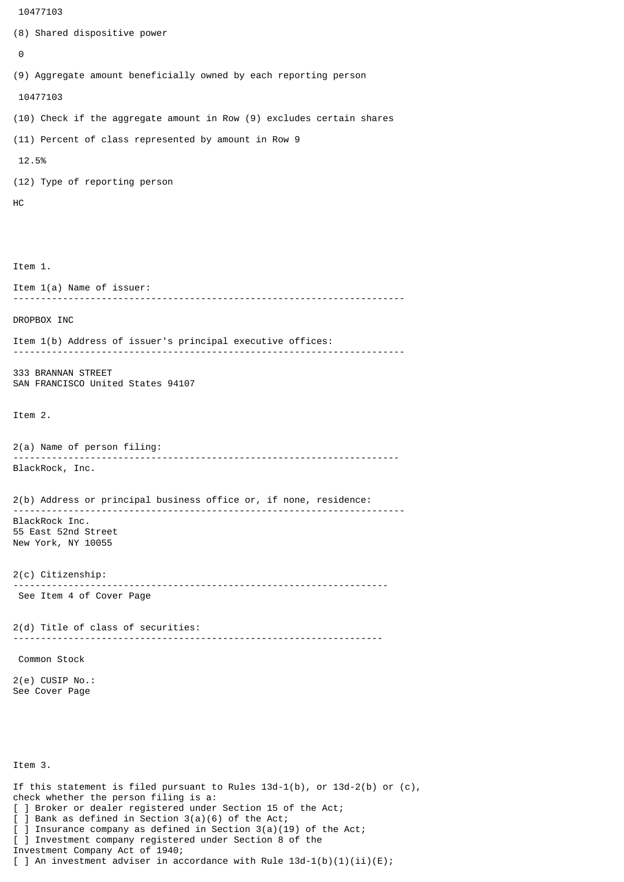10477103

(8) Shared dispositive power

0

(9) Aggregate amount beneficially owned by each reporting person

10477103

(10) Check if the aggregate amount in Row (9) excludes certain shares

(11) Percent of class represented by amount in Row 9

12.5%

(12) Type of reporting person

HC

Item 1.

Item 1(a) Name of issuer:

---

DROPBOX INC

Item 1(b) Address of issuer's principal executive offices:

---

333 BRANNAN STREET
SAN FRANCISCO United States 94107

Item 2.

2(a) Name of person filing:

---

BlackRock, Inc.

2(b) Address or principal business office or, if none, residence:

---

BlackRock Inc.
55 East 52nd Street
New York, NY 10055

2(c) Citizenship:

---

See Item 4 of Cover Page

2(d) Title of class of securities:

---

Common Stock

2(e) CUSIP No.:
See Cover Page

Item 3.

If this statement is filed pursuant to Rules 13d-1(b), or 13d-2(b) or (c), check whether the person filing is a:

[ ] Broker or dealer registered under Section 15 of the Act;
[ ] Bank as defined in Section 3(a)(6) of the Act;
[ ] Insurance company as defined in Section 3(a)(19) of the Act;
[ ] Investment company registered under Section 8 of the Investment Company Act of 1940;
[ ] An investment adviser in accordance with Rule 13d-1(b)(1)(ii)(E);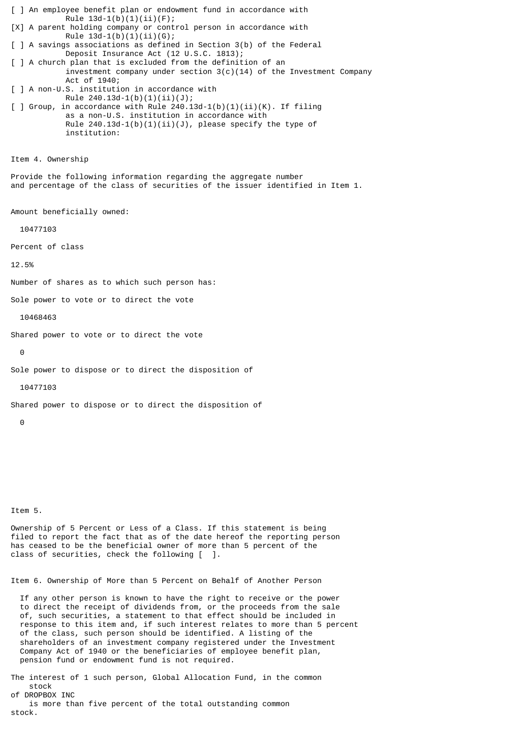[ ] An employee benefit plan or endowment fund in accordance with Rule 13d-1(b)(1)(ii)(F);

[X] A parent holding company or control person in accordance with Rule 13d-1(b)(1)(ii)(G);

[ ] A savings associations as defined in Section 3(b) of the Federal Deposit Insurance Act (12 U.S.C. 1813);

[ ] A church plan that is excluded from the definition of an investment company under section 3(c)(14) of the Investment Company Act of 1940;

[ ] A non-U.S. institution in accordance with Rule 240.13d-1(b)(1)(ii)(J);

[ ] Group, in accordance with Rule 240.13d-1(b)(1)(ii)(K). If filing as a non-U.S. institution in accordance with Rule 240.13d-1(b)(1)(ii)(J), please specify the type of institution:

Item 4. Ownership

Provide the following information regarding the aggregate number and percentage of the class of securities of the issuer identified in Item 1.

Amount beneficially owned:

10477103

Percent of class

12.5%

Number of shares as to which such person has:

Sole power to vote or to direct the vote

10468463

Shared power to vote or to direct the vote

0

Sole power to dispose or to direct the disposition of

10477103

Shared power to dispose or to direct the disposition of

0

Item 5.

Ownership of 5 Percent or Less of a Class. If this statement is being filed to report the fact that as of the date hereof the reporting person has ceased to be the beneficial owner of more than 5 percent of the class of securities, check the following [ ].

Item 6. Ownership of More than 5 Percent on Behalf of Another Person

If any other person is known to have the right to receive or the power to direct the receipt of dividends from, or the proceeds from the sale of, such securities, a statement to that effect should be included in response to this item and, if such interest relates to more than 5 percent of the class, such person should be identified. A listing of the shareholders of an investment company registered under the Investment Company Act of 1940 or the beneficiaries of employee benefit plan, pension fund or endowment fund is not required.

The interest of 1 such person, Global Allocation Fund, in the common stock of DROPBOX INC is more than five percent of the total outstanding common stock.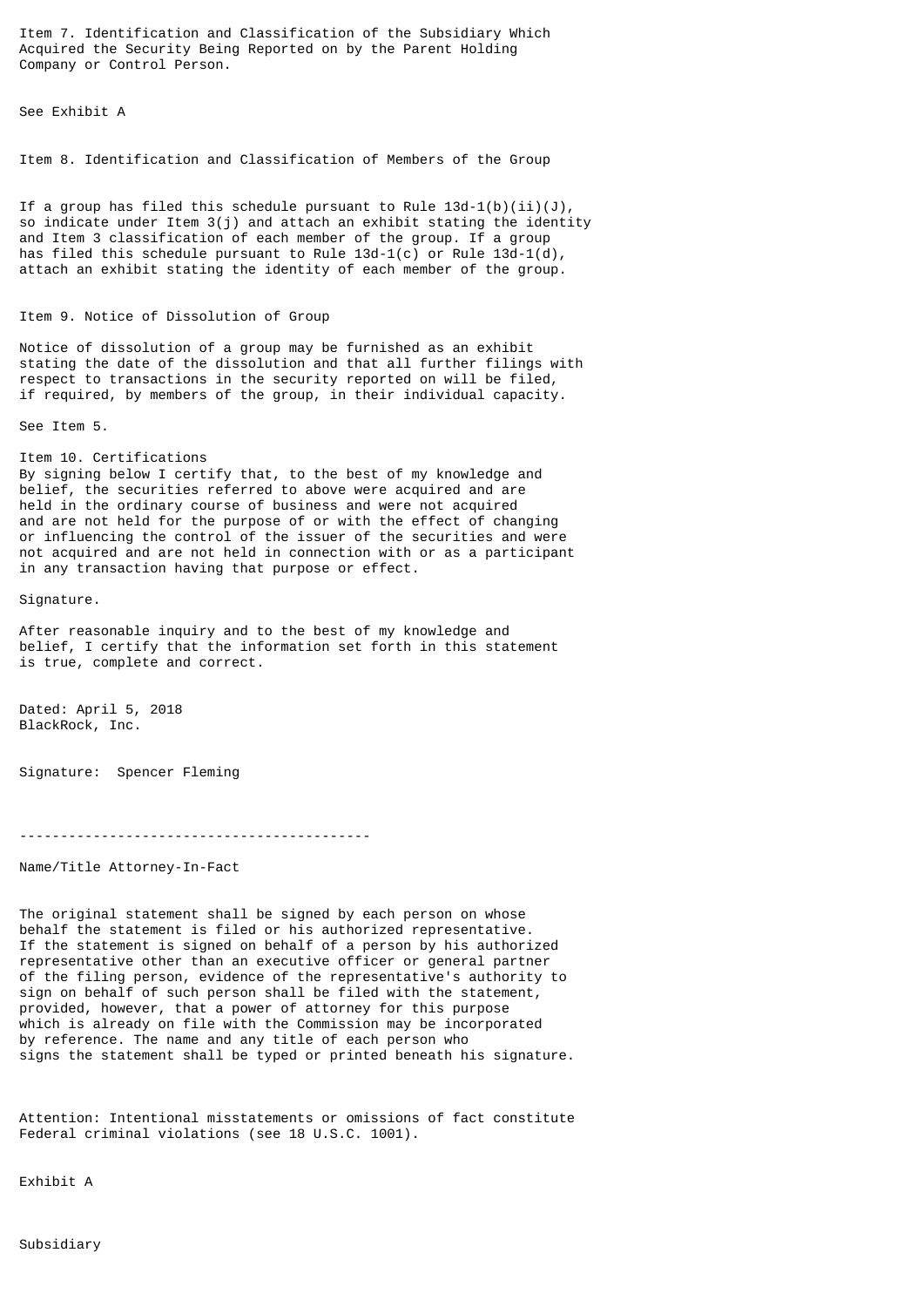Item 7. Identification and Classification of the Subsidiary Which Acquired the Security Being Reported on by the Parent Holding Company or Control Person.

See Exhibit A

Item 8. Identification and Classification of Members of the Group

If a group has filed this schedule pursuant to Rule 13d-1(b)(ii)(J), so indicate under Item 3(j) and attach an exhibit stating the identity and Item 3 classification of each member of the group. If a group has filed this schedule pursuant to Rule 13d-1(c) or Rule 13d-1(d), attach an exhibit stating the identity of each member of the group.

Item 9. Notice of Dissolution of Group

Notice of dissolution of a group may be furnished as an exhibit stating the date of the dissolution and that all further filings with respect to transactions in the security reported on will be filed, if required, by members of the group, in their individual capacity.

See Item 5.

Item 10. Certifications
By signing below I certify that, to the best of my knowledge and belief, the securities referred to above were acquired and are held in the ordinary course of business and were not acquired and are not held for the purpose of or with the effect of changing or influencing the control of the issuer of the securities and were not acquired and are not held in connection with or as a participant in any transaction having that purpose or effect.

Signature.

After reasonable inquiry and to the best of my knowledge and belief, I certify that the information set forth in this statement is true, complete and correct.

Dated: April 5, 2018
BlackRock, Inc.

Signature: Spencer Fleming

-------------------------------------------

Name/Title Attorney-In-Fact

The original statement shall be signed by each person on whose behalf the statement is filed or his authorized representative. If the statement is signed on behalf of a person by his authorized representative other than an executive officer or general partner of the filing person, evidence of the representative's authority to sign on behalf of such person shall be filed with the statement, provided, however, that a power of attorney for this purpose which is already on file with the Commission may be incorporated by reference. The name and any title of each person who signs the statement shall be typed or printed beneath his signature.

Attention: Intentional misstatements or omissions of fact constitute Federal criminal violations (see 18 U.S.C. 1001).

Exhibit A

Subsidiary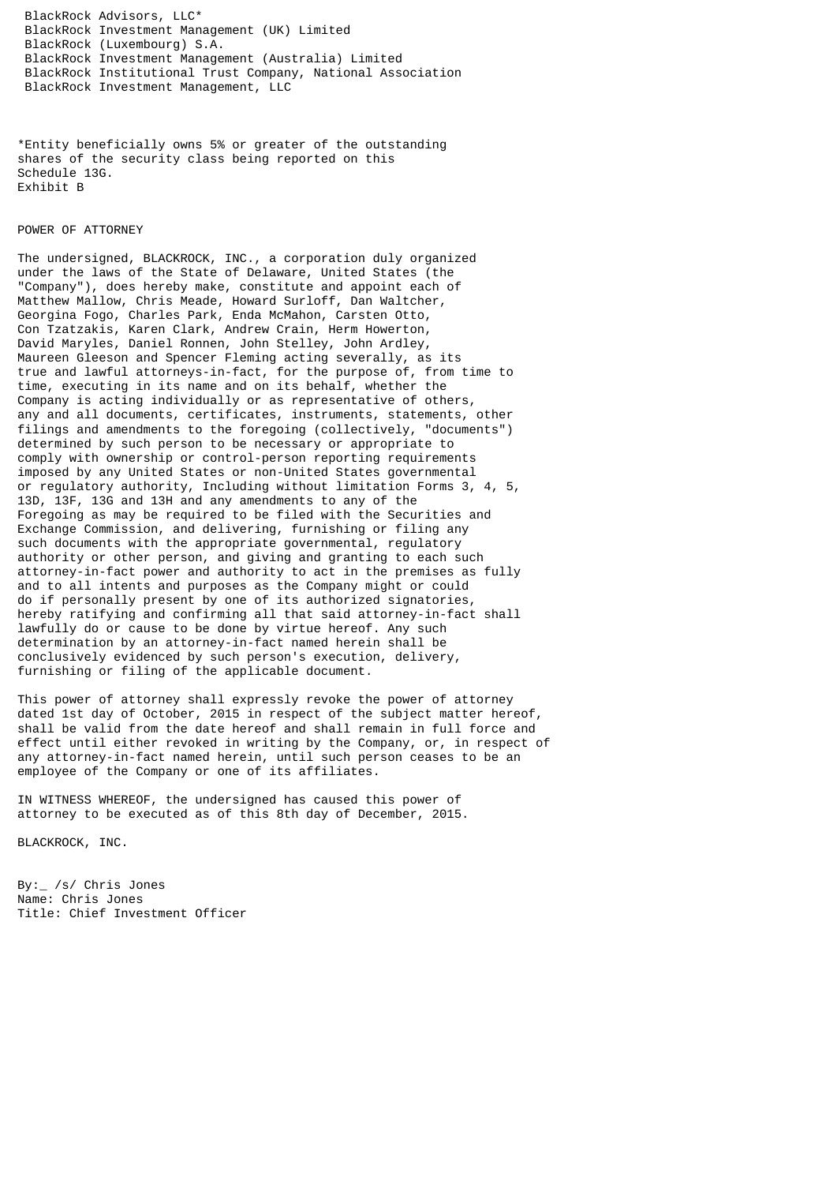BlackRock Advisors, LLC*
BlackRock Investment Management (UK) Limited
BlackRock (Luxembourg) S.A.
BlackRock Investment Management (Australia) Limited
BlackRock Institutional Trust Company, National Association
BlackRock Investment Management, LLC

*Entity beneficially owns 5% or greater of the outstanding shares of the security class being reported on this Schedule 13G.

Exhibit B

POWER OF ATTORNEY

The undersigned, BLACKROCK, INC., a corporation duly organized under the laws of the State of Delaware, United States (the "Company"), does hereby make, constitute and appoint each of Matthew Mallow, Chris Meade, Howard Surloff, Dan Waltcher, Georgina Fogo, Charles Park, Enda McMahon, Carsten Otto, Con Tzatzakis, Karen Clark, Andrew Crain, Herm Howerton, David Maryles, Daniel Ronnen, John Stelley, John Ardley, Maureen Gleeson and Spencer Fleming acting severally, as its true and lawful attorneys-in-fact, for the purpose of, from time to time, executing in its name and on its behalf, whether the Company is acting individually or as representative of others, any and all documents, certificates, instruments, statements, other filings and amendments to the foregoing (collectively, "documents") determined by such person to be necessary or appropriate to comply with ownership or control-person reporting requirements imposed by any United States or non-United States governmental or regulatory authority, Including without limitation Forms 3, 4, 5, 13D, 13F, 13G and 13H and any amendments to any of the Foregoing as may be required to be filed with the Securities and Exchange Commission, and delivering, furnishing or filing any such documents with the appropriate governmental, regulatory authority or other person, and giving and granting to each such attorney-in-fact power and authority to act in the premises as fully and to all intents and purposes as the Company might or could do if personally present by one of its authorized signatories, hereby ratifying and confirming all that said attorney-in-fact shall lawfully do or cause to be done by virtue hereof. Any such determination by an attorney-in-fact named herein shall be conclusively evidenced by such person's execution, delivery, furnishing or filing of the applicable document.

This power of attorney shall expressly revoke the power of attorney dated 1st day of October, 2015 in respect of the subject matter hereof, shall be valid from the date hereof and shall remain in full force and effect until either revoked in writing by the Company, or, in respect of any attorney-in-fact named herein, until such person ceases to be an employee of the Company or one of its affiliates.

IN WITNESS WHEREOF, the undersigned has caused this power of attorney to be executed as of this 8th day of December, 2015.

BLACKROCK, INC.

By:_ /s/ Chris Jones
Name: Chris Jones
Title: Chief Investment Officer